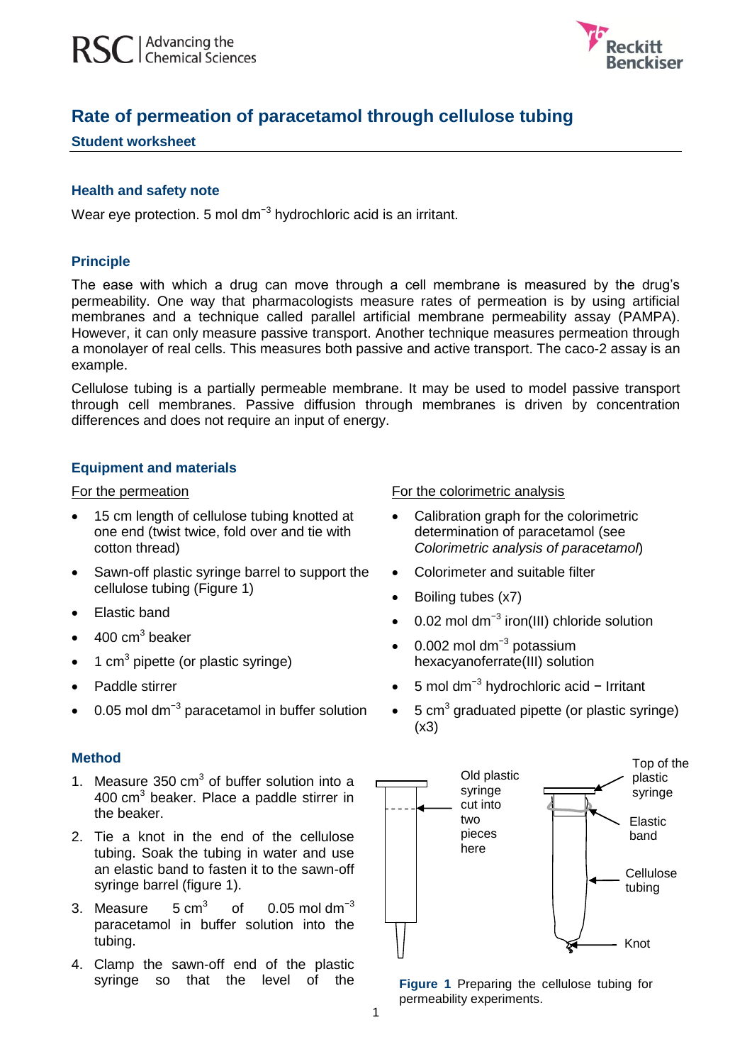# Rate of permeation of paracetamol through cellulose tubing

## Student worksheet

### Health and safety note

Wear eye protection. 5 mol dm$^{-3}$ hydrochloric acid is an irritant.

### Principle

The ease with which a drug can move through a cell membrane is measured by the drug's permeability. One way that pharmacologists measure rates of permeation is by using artificial membranes and a technique called parallel artificial membrane permeability assay (PAMPA). However, it can only measure passive transport. Another technique measures permeation through a monolayer of real cells. This measures both passive and active transport. The caco-2 assay is an example.

Cellulose tubing is a partially permeable membrane. It may be used to model passive transport through cell membranes. Passive diffusion through membranes is driven by concentration differences and does not require an input of energy.

### Equipment and materials

For the permeation

- 15 cm length of cellulose tubing knotted at one end (twist twice, fold over and tie with cotton thread)
- Sawn-off plastic syringe barrel to support the cellulose tubing (Figure 1)
- Elastic band
- 400 cm$^3$ beaker
- 1 cm$^3$ pipette (or plastic syringe)
- Paddle stirrer
- 0.05 mol dm$^{-3}$ paracetamol in buffer solution

For the colorimetric analysis

- Calibration graph for the colorimetric determination of paracetamol (see *Colorimetric analysis of paracetamol*)
- Colorimeter and suitable filter
- Boiling tubes (x7)
- 0.02 mol dm$^{-3}$ iron(III) chloride solution
- 0.002 mol dm$^{-3}$ potassium hexacyanoferrate(III) solution
- 5 mol dm$^{-3}$ hydrochloric acid − Irritant
- 5 cm$^3$ graduated pipette (or plastic syringe) (x3)

### Method

1. Measure 350 cm$^3$ of buffer solution into a 400 cm$^3$ beaker. Place a paddle stirrer in the beaker.
2. Tie a knot in the end of the cellulose tubing. Soak the tubing in water and use an elastic band to fasten it to the sawn-off syringe barrel (figure 1).
3. Measure 5 cm$^3$ of 0.05 mol dm$^{-3}$ paracetamol in buffer solution into the tubing.
4. Clamp the sawn-off end of the plastic syringe so that the level of the

Old plastic syringe cut into two pieces here

Top of the plastic syringe

Elastic band

Cellulose tubing

Knot

**Figure 1** Preparing the cellulose tubing for permeability experiments.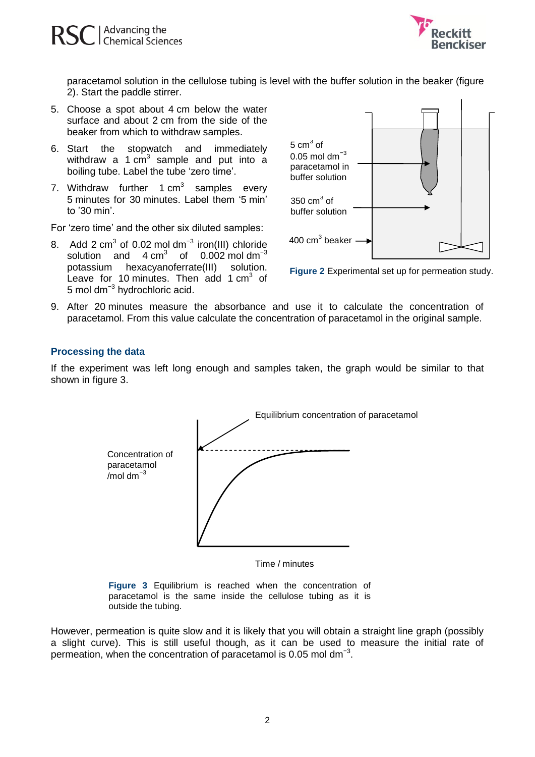paracetamol solution in the cellulose tubing is level with the buffer solution in the beaker (figure 2). Start the paddle stirrer.

5. Choose a spot about 4 cm below the water surface and about 2 cm from the side of the beaker from which to withdraw samples.
6. Start the stopwatch and immediately withdraw a 1 $cm^3$ sample and put into a boiling tube. Label the tube 'zero time'.
7. Withdraw further 1 $cm^3$ samples every 5 minutes for 30 minutes. Label them '5 min' to '30 min'.

For 'zero time' and the other six diluted samples:

8. Add 2 $cm^3$ of 0.02 mol $dm^{-3}$ iron(III) chloride solution and 4 $cm^3$ of 0.002 mol $dm^{-3}$ potassium hexacyanoferrate(III) solution. Leave for 10 minutes. Then add 1 $cm^3$ of 5 mol $dm^{-3}$ hydrochloric acid.
9. After 20 minutes measure the absorbance and use it to calculate the concentration of paracetamol. From this value calculate the concentration of paracetamol in the original sample.

5 $cm^3$ of 0.05 mol $dm^{-3}$ paracetamol in buffer solution

350 $cm^3$ of buffer solution

400 $cm^3$ beaker

**Figure 2** Experimental set up for permeation study.

## Processing the data

If the experiment was left long enough and samples taken, the graph would be similar to that shown in figure 3.

Equilibrium concentration of paracetamol

Concentration of paracetamol /mol $dm^{-3}$

Time / minutes

**Figure 3** Equilibrium is reached when the concentration of paracetamol is the same inside the cellulose tubing as it is outside the tubing.

However, permeation is quite slow and it is likely that you will obtain a straight line graph (possibly a slight curve). This is still useful though, as it can be used to measure the initial rate of permeation, when the concentration of paracetamol is 0.05 mol $dm^{-3}$.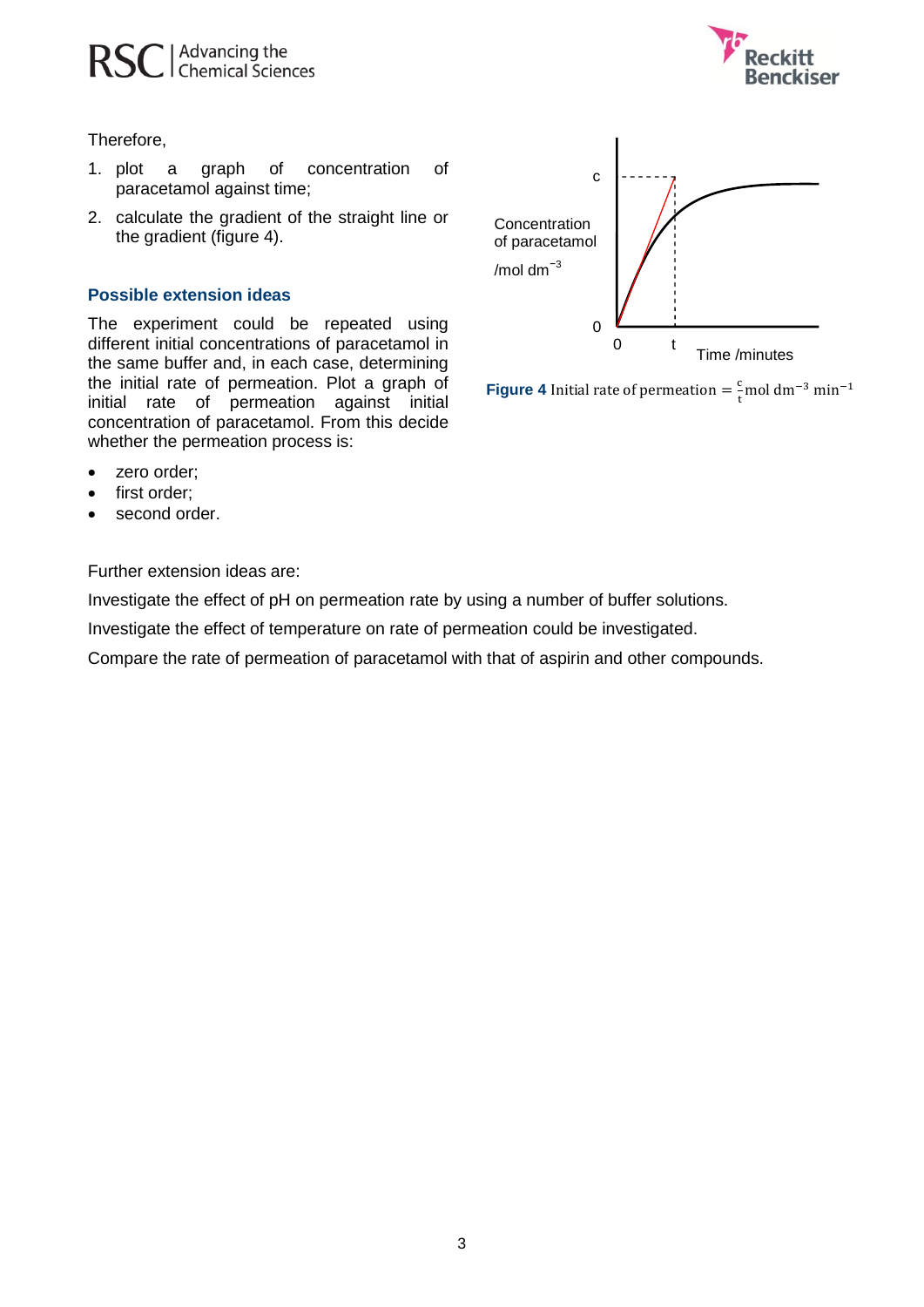Therefore,

1. plot a graph of concentration of paracetamol against time;
2. calculate the gradient of the straight line or the gradient (figure 4).

c

Concentration of paracetamol /mol dm$^{-3}$

0

0

t

Time /minutes

**Figure 4** Initial rate of permeation $= \frac{c}{t}$ mol dm$^{-3}$ min$^{-1}$

### Possible extension ideas

The experiment could be repeated using different initial concentrations of paracetamol in the same buffer and, in each case, determining the initial rate of permeation. Plot a graph of initial rate of permeation against initial concentration of paracetamol. From this decide whether the permeation process is:

- zero order;
- first order;
- second order.

Further extension ideas are:

Investigate the effect of pH on permeation rate by using a number of buffer solutions.

Investigate the effect of temperature on rate of permeation could be investigated.

Compare the rate of permeation of paracetamol with that of aspirin and other compounds.